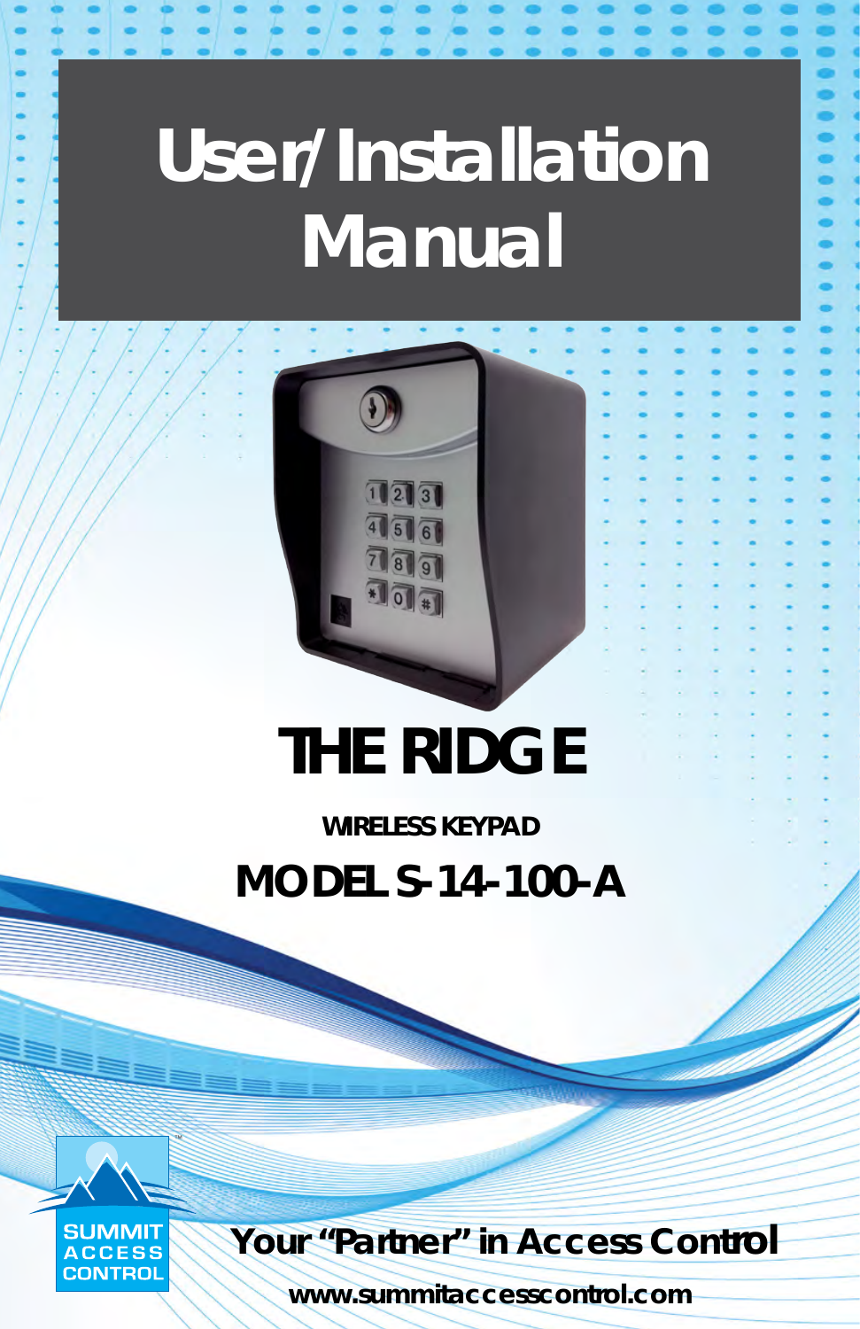# User/Installation Manual

# THE RIDGE

**WIRELESS KEYPAD**

## MODEL S-14-100-A

SUMMIT ACCESS CONTROL

**Your "Partner" in Access Control**

**www.summitaccesscontrol.com**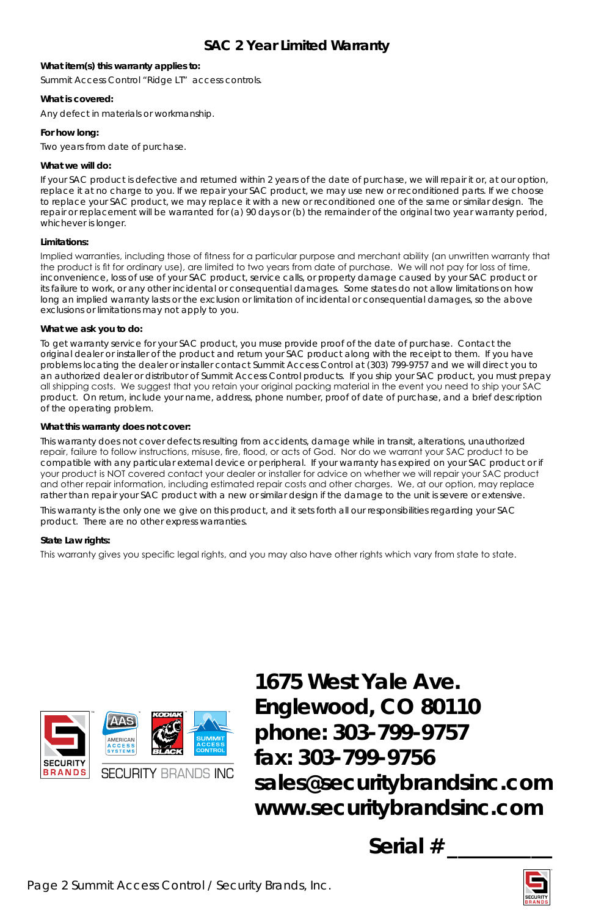# SAC 2 Year Limited Warranty

**What item(s) this warranty applies to:**

Summit Access Control "Ridge LT" access controls.

**What is covered:**

Any defect in materials or workmanship.

**For how long:**

Two years from date of purchase.

**What we will do:**

If your SAC product is defective and returned within 2 years of the date of purchase, we will repair it or, at our option, replace it at no charge to you. If we repair your SAC product, we may use new or reconditioned parts. If we choose to replace your SAC product, we may replace it with a new or reconditioned one of the same or similar design. The repair or replacement will be warranted for (a) 90 days or (b) the remainder of the original two year warranty period, whichever is longer.

**Limitations:**

Implied warranties, including those of fitness for a particular purpose and merchant ability (an unwritten warranty that the product is fit for ordinary use), are limited to two years from date of purchase. We will not pay for loss of time, inconvenience, loss of use of your SAC product, service calls, or property damage caused by your SAC product or its failure to work, or any other incidental or consequential damages. Some states do not allow limitations on how long an implied warranty lasts or the exclusion or limitation of incidental or consequential damages, so the above exclusions or limitations may not apply to you.

**What we ask you to do:**

To get warranty service for your SAC product, you muse provide proof of the date of purchase. Contact the original dealer or installer of the product and return your SAC product along with the receipt to them. If you have problems locating the dealer or installer contact Summit Access Control at (303) 799-9757 and we will direct you to an authorized dealer or distributor of Summit Access Control products. If you ship your SAC product, you must prepay all shipping costs. We suggest that you retain your original packing material in the event you need to ship your SAC product. On return, include your name, address, phone number, proof of date of purchase, and a brief description of the operating problem.

**What this warranty does not cover:**

This warranty does not cover defects resulting from accidents, damage while in transit, alterations, unauthorized repair, failure to follow instructions, misuse, fire, flood, or acts of God. Nor do we warrant your SAC product to be compatible with any particular external device or peripheral. If your warranty has expired on your SAC product or if your product is NOT covered contact your dealer or installer for advice on whether we will repair your SAC product and other repair information, including estimated repair costs and other charges. We, at our option, may replace rather than repair your SAC product with a new or similar design if the damage to the unit is severe or extensive.

This warranty is the only one we give on this product, and it sets forth all our responsibilities regarding your SAC product. There are no other express warranties.

**State Law rights:**

This warranty gives you specific legal rights, and you may also have other rights which vary from state to state.

SECURITY BRANDS INC

**1675 West Yale Ave.**
**Englewood, CO 80110**
**phone: 303-799-9757**
**fax: 303-799-9756**
**sales@securitybrandsinc.com**
**www.securitybrandsinc.com**

**Serial # ___________**

Page 2 Summit Access Control / Security Brands, Inc.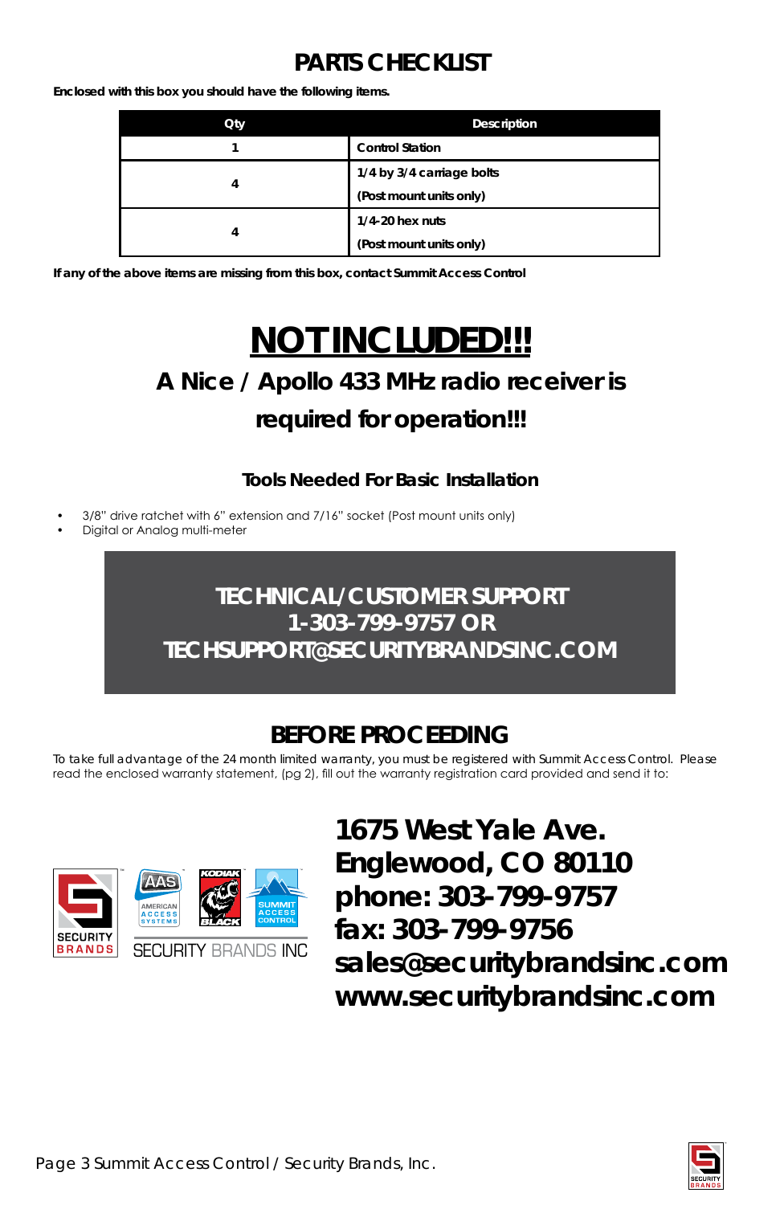# PARTS CHECKLIST

**Enclosed with this box you should have the following items.**

| Qty | Description |
|---|---|
| 1 | Control Station |
| 4 | 1/4 by 3/4 carriage bolts (Post mount units only) |
| 4 | 1/4-20 hex nuts (Post mount units only) |

**If any of the above items are missing from this box, contact Summit Access Control**

# NOT INCLUDED!!!

## A Nice / Apollo 433 MHz radio receiver is required for operation!!!

### Tools Needed For Basic Installation

- 3/8" drive ratchet with 6" extension and 7/16" socket (Post mount units only)
- Digital or Analog multi-meter

**TECHNICAL/CUSTOMER SUPPORT**
**1-303-799-9757 OR**
**TECHSUPPORT@SECURITYBRANDSINC.COM**

## BEFORE PROCEEDING

To take full advantage of the 24 month limited warranty, you must be registered with Summit Access Control. Please read the enclosed warranty statement, (pg 2), fill out the warranty registration card provided and send it to:

SECURITY BRANDS INC

**1675 West Yale Ave.**
**Englewood, CO 80110**
**phone: 303-799-9757**
**fax: 303-799-9756**
**sales@securitybrandsinc.com**
**www.securitybrandsinc.com**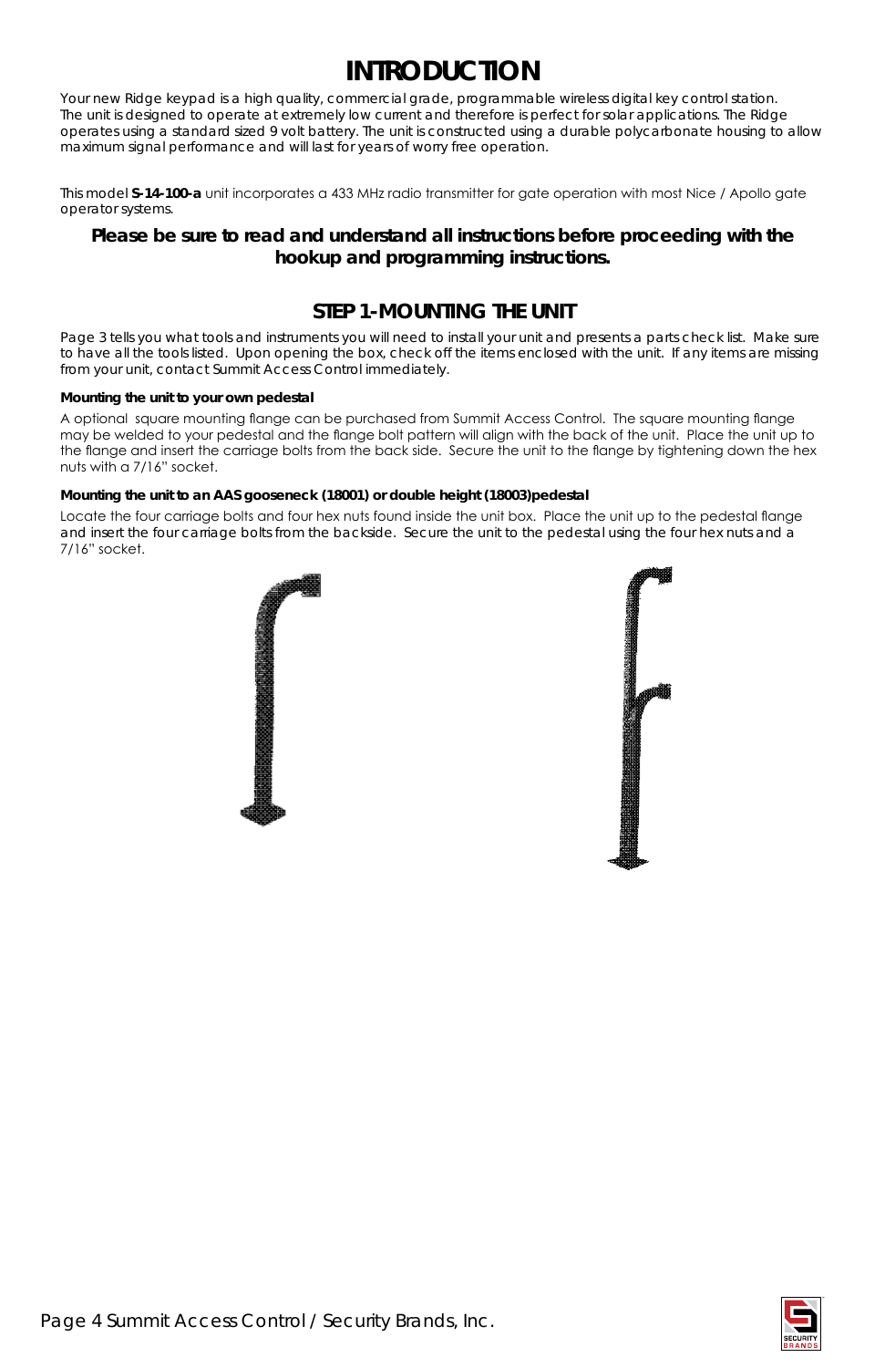# INTRODUCTION

Your new Ridge keypad is a high quality, commercial grade, programmable wireless digital key control station. The unit is designed to operate at extremely low current and therefore is perfect for solar applications. The Ridge operates using a standard sized 9 volt battery. The unit is constructed using a durable polycarbonate housing to allow maximum signal performance and will last for years of worry free operation.

This model **S-14-100-a** unit incorporates a 433 MHz radio transmitter for gate operation with most Nice / Apollo gate operator systems.

**Please be sure to read and understand all instructions before proceeding with the hookup and programming instructions.**

## STEP 1-MOUNTING THE UNIT

Page 3 tells you what tools and instruments you will need to install your unit and presents a parts check list. Make sure to have all the tools listed. Upon opening the box, check off the items enclosed with the unit. If any items are missing from your unit, contact Summit Access Control immediately.

**Mounting the unit to your own pedestal**

A optional square mounting flange can be purchased from Summit Access Control. The square mounting flange may be welded to your pedestal and the flange bolt pattern will align with the back of the unit. Place the unit up to the flange and insert the carriage bolts from the back side. Secure the unit to the flange by tightening down the hex nuts with a 7/16" socket.

**Mounting the unit to an AAS gooseneck (18001) or double height (18003)pedestal**

Locate the four carriage bolts and four hex nuts found inside the unit box. Place the unit up to the pedestal flange and insert the four carriage bolts from the backside. Secure the unit to the pedestal using the four hex nuts and a 7/16" socket.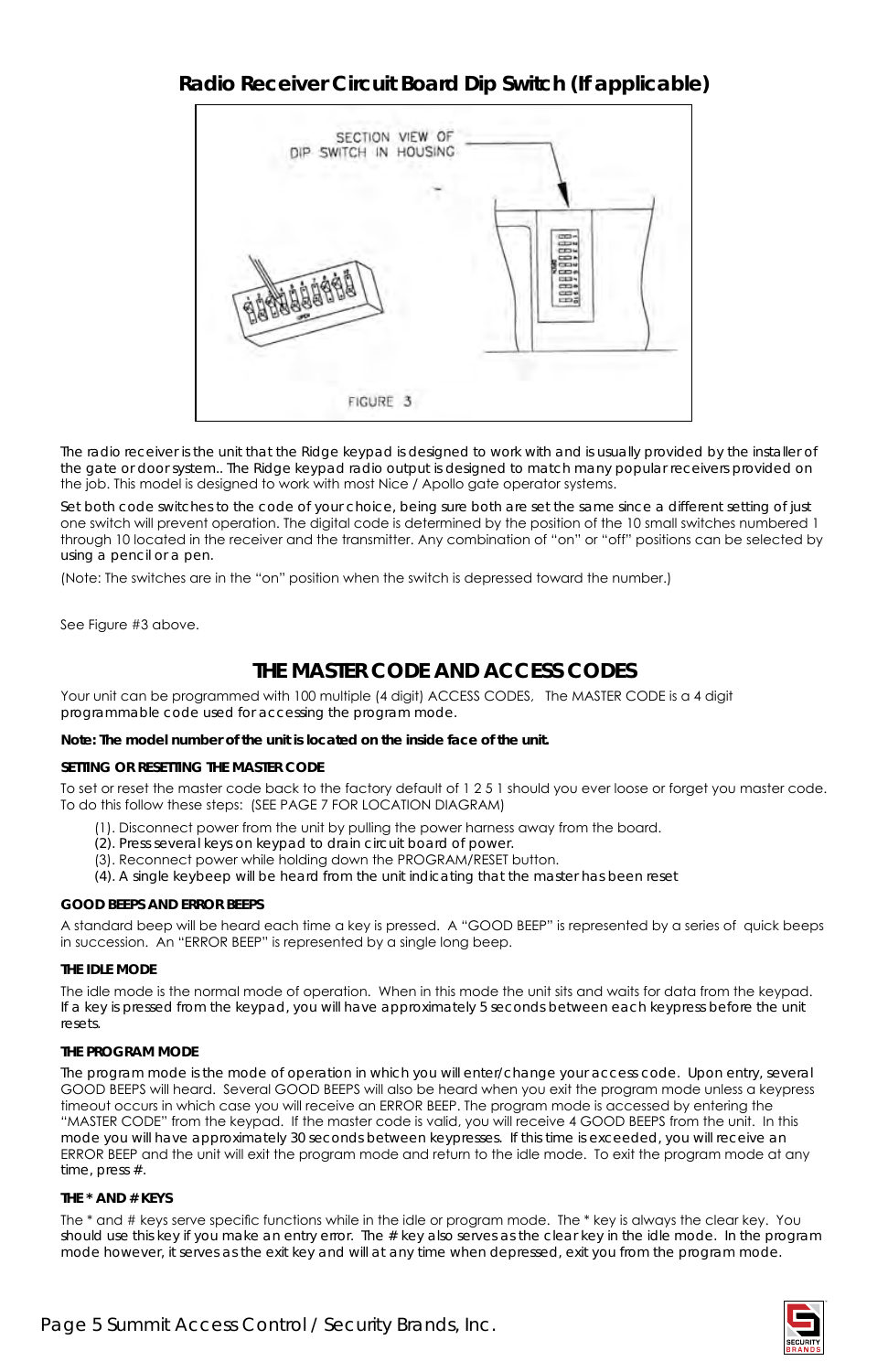## Radio Receiver Circuit Board Dip Switch (If applicable)

SECTION VIEW OF DIP SWITCH IN HOUSING

FIGURE 3

The radio receiver is the unit that the Ridge keypad is designed to work with and is usually provided by the installer of the gate or door system.. The Ridge keypad radio output is designed to match many popular receivers provided on the job. This model is designed to work with most Nice / Apollo gate operator systems.

Set both code switches to the code of your choice, being sure both are set the same since a different setting of just one switch will prevent operation. The digital code is determined by the position of the 10 small switches numbered 1 through 10 located in the receiver and the transmitter. Any combination of "on" or "off" positions can be selected by using a pencil or a pen.

(Note: The switches are in the "on" position when the switch is depressed toward the number.)

See Figure #3 above.

## THE MASTER CODE AND ACCESS CODES

Your unit can be programmed with 100 multiple (4 digit) ACCESS CODES, The MASTER CODE is a 4 digit programmable code used for accessing the program mode.

**Note: The model number of the unit is located on the inside face of the unit.**

#### SETTING OR RESETIING THE MASTER CODE

To set or reset the master code back to the factory default of 1 2 5 1 should you ever loose or forget you master code. To do this follow these steps: (SEE PAGE 7 FOR LOCATION DIAGRAM)

(1). Disconnect power from the unit by pulling the power harness away from the board.
(2). Press several keys on keypad to drain circuit board of power.
(3). Reconnect power while holding down the PROGRAM/RESET button.
(4). A single keybeep will be heard from the unit indicating that the master has been reset

#### GOOD BEEPS AND ERROR BEEPS

A standard beep will be heard each time a key is pressed. A "GOOD BEEP" is represented by a series of quick beeps in succession. An "ERROR BEEP" is represented by a single long beep.

#### THE IDLE MODE

The idle mode is the normal mode of operation. When in this mode the unit sits and waits for data from the keypad. If a key is pressed from the keypad, you will have approximately 5 seconds between each keypress before the unit resets.

#### THE PROGRAM MODE

The program mode is the mode of operation in which you will enter/change your access code. Upon entry, several GOOD BEEPS will heard. Several GOOD BEEPS will also be heard when you exit the program mode unless a keypress timeout occurs in which case you will receive an ERROR BEEP. The program mode is accessed by entering the "MASTER CODE" from the keypad. If the master code is valid, you will receive 4 GOOD BEEPS from the unit. In this mode you will have approximately 30 seconds between keypresses. If this time is exceeded, you will receive an ERROR BEEP and the unit will exit the program mode and return to the idle mode. To exit the program mode at any time, press #.

#### THE * AND # KEYS

The * and # keys serve specific functions while in the idle or program mode. The * key is always the clear key. You should use this key if you make an entry error. The # key also serves as the clear key in the idle mode. In the program mode however, it serves as the exit key and will at any time when depressed, exit you from the program mode.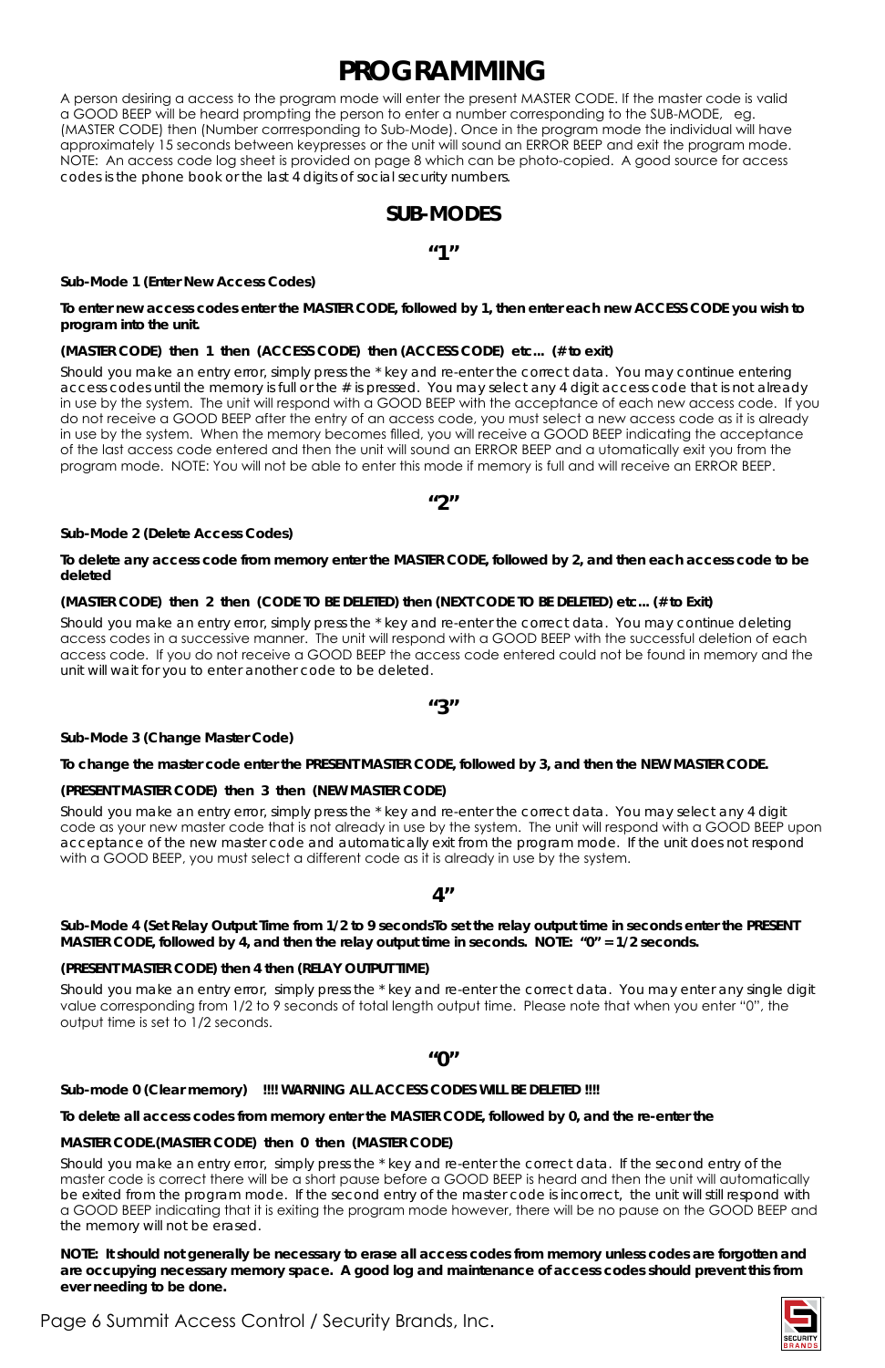# PROGRAMMING

A person desiring a access to the program mode will enter the present MASTER CODE. If the master code is valid a GOOD BEEP will be heard prompting the person to enter a number corresponding to the SUB-MODE, eg. (MASTER CODE) then (Number corrresponding to Sub-Mode). Once in the program mode the individual will have approximately 15 seconds between keypresses or the unit will sound an ERROR BEEP and exit the program mode. NOTE: An access code log sheet is provided on page 8 which can be photo-copied. A good source for access codes is the phone book or the last 4 digits of social security numbers.

## SUB-MODES

### "1"

**Sub-Mode 1 (Enter New Access Codes)**

**To enter new access codes enter the MASTER CODE, followed by 1, then enter each new ACCESS CODE you wish to program into the unit.**

**(MASTER CODE) then 1 then (ACCESS CODE) then (ACCESS CODE) etc... (# to exit)**

Should you make an entry error, simply press the * key and re-enter the correct data. You may continue entering access codes until the memory is full or the # is pressed. You may select any 4 digit access code that is not already in use by the system. The unit will respond with a GOOD BEEP with the acceptance of each new access code. If you do not receive a GOOD BEEP after the entry of an access code, you must select a new access code as it is already in use by the system. When the memory becomes filled, you will receive a GOOD BEEP indicating the acceptance of the last access code entered and then the unit will sound an ERROR BEEP and a utomatically exit you from the program mode. NOTE: You will not be able to enter this mode if memory is full and will receive an ERROR BEEP.

### "2"

**Sub-Mode 2 (Delete Access Codes)**

**To delete any access code from memory enter the MASTER CODE, followed by 2, and then each access code to be deleted**

**(MASTER CODE) then 2 then (CODE TO BE DELETED) then (NEXT CODE TO BE DELETED) etc... (# to Exit)**

Should you make an entry error, simply press the * key and re-enter the correct data. You may continue deleting access codes in a successive manner. The unit will respond with a GOOD BEEP with the successful deletion of each access code. If you do not receive a GOOD BEEP the access code entered could not be found in memory and the unit will wait for you to enter another code to be deleted.

### "3"

**Sub-Mode 3 (Change Master Code)**

**To change the master code enter the PRESENT MASTER CODE, followed by 3, and then the NEW MASTER CODE.**

**(PRESENT MASTER CODE) then 3 then (NEW MASTER CODE)**

Should you make an entry error, simply press the * key and re-enter the correct data. You may select any 4 digit code as your new master code that is not already in use by the system. The unit will respond with a GOOD BEEP upon acceptance of the new master code and automatically exit from the program mode. If the unit does not respond with a GOOD BEEP, you must select a different code as it is already in use by the system.

### 4"

**Sub-Mode 4 (Set Relay Output Time from 1/2 to 9 secondsTo set the relay output time in seconds enter the PRESENT MASTER CODE, followed by 4, and then the relay output time in seconds. NOTE: "0" = 1/2 seconds.**

**(PRESENT MASTER CODE) then 4 then (RELAY OUTPUT TIME)**

Should you make an entry error, simply press the * key and re-enter the correct data. You may enter any single digit value corresponding from 1/2 to 9 seconds of total length output time. Please note that when you enter "0", the output time is set to 1/2 seconds.

### "0"

**Sub-mode 0 (Clear memory) !!!! WARNING ALL ACCESS CODES WILL BE DELETED !!!!**

**To delete all access codes from memory enter the MASTER CODE, followed by 0, and the re-enter the**

**MASTER CODE.(MASTER CODE) then 0 then (MASTER CODE)**

Should you make an entry error, simply press the * key and re-enter the correct data. If the second entry of the master code is correct there will be a short pause before a GOOD BEEP is heard and then the unit will automatically be exited from the program mode. If the second entry of the master code is incorrect, the unit will still respond with a GOOD BEEP indicating that it is exiting the program mode however, there will be no pause on the GOOD BEEP and the memory will not be erased.

**NOTE: It should not generally be necessary to erase all access codes from memory unless codes are forgotten and are occupying necessary memory space. A good log and maintenance of access codes should prevent this from ever needing to be done.**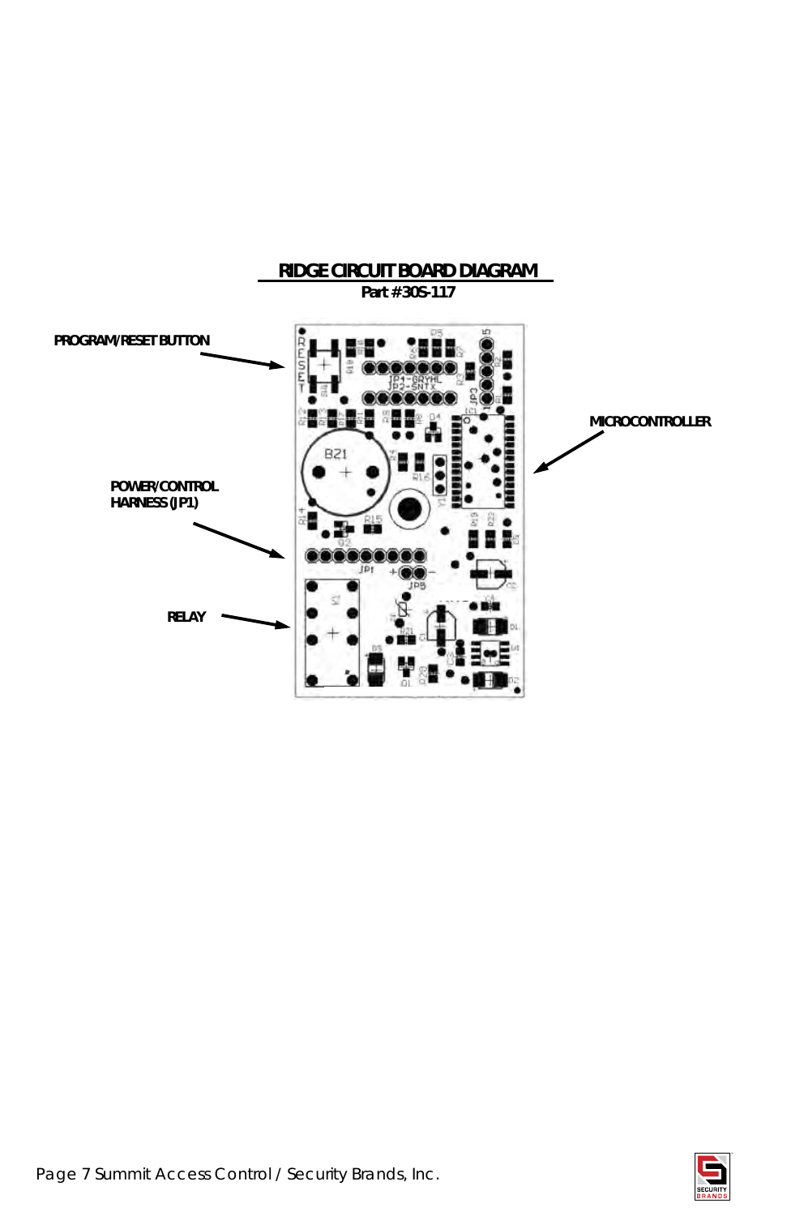## RIDGE CIRCUIT BOARD DIAGRAM

**Part #30S-117**

PROGRAM/RESET BUTTON

MICROCONTROLLER

POWER/CONTROL HARNESS (JP1)

RELAY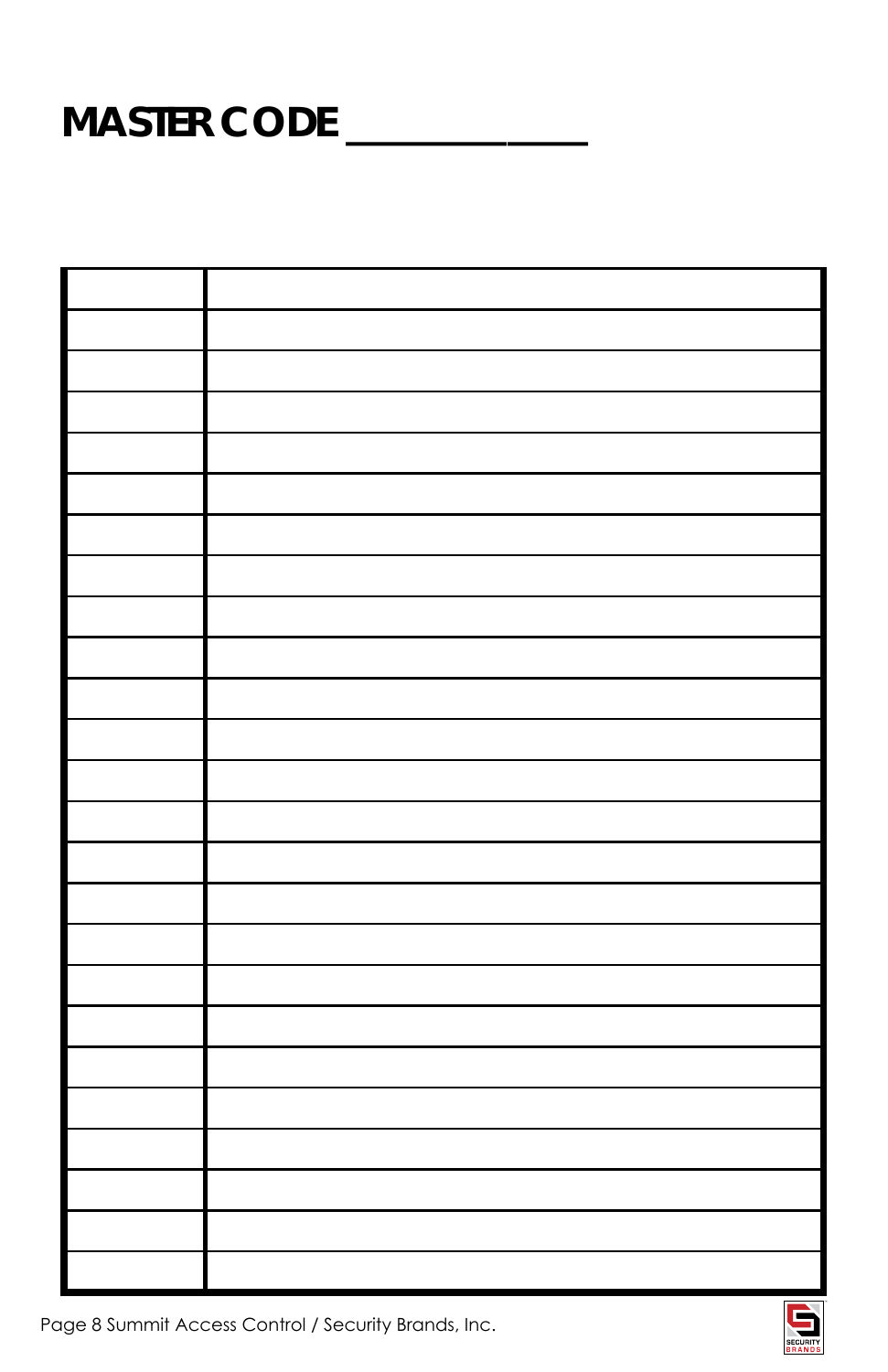# MASTER CODE ____________

| | |
|---|---|
| | |
| | |
| | |
| | |
| | |
| | |
| | |
| | |
| | |
| | |
| | |
| | |
| | |
| | |
| | |
| | |
| | |
| | |
| | |
| | |
| | |
| | |
| | |
| | |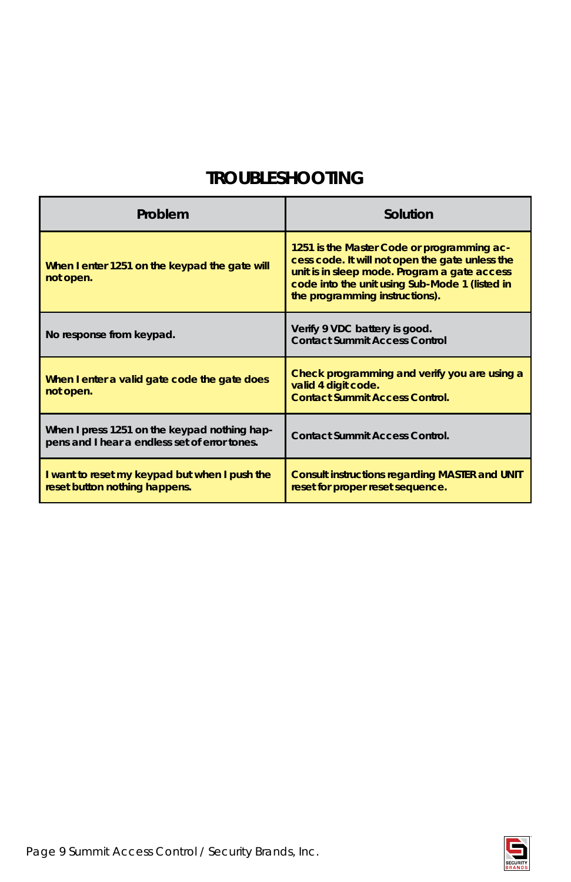# TROUBLESHOOTING

| Problem | Solution |
|---|---|
| When I enter 1251 on the keypad the gate will not open. | 1251 is the Master Code or programming access code. It will not open the gate unless the unit is in sleep mode. Program a gate access code into the unit using Sub-Mode 1 (listed in the programming instructions). |
| No response from keypad. | Verify 9 VDC battery is good.<br>Contact Summit Access Control |
| When I enter a valid gate code the gate does not open. | Check programming and verify you are using a valid 4 digit code.<br>Contact Summit Access Control. |
| When I press 1251 on the keypad nothing happens and I hear a endless set of error tones. | Contact Summit Access Control. |
| I want to reset my keypad but when I push the reset button nothing happens. | Consult instructions regarding MASTER and UNIT reset for proper reset sequence. |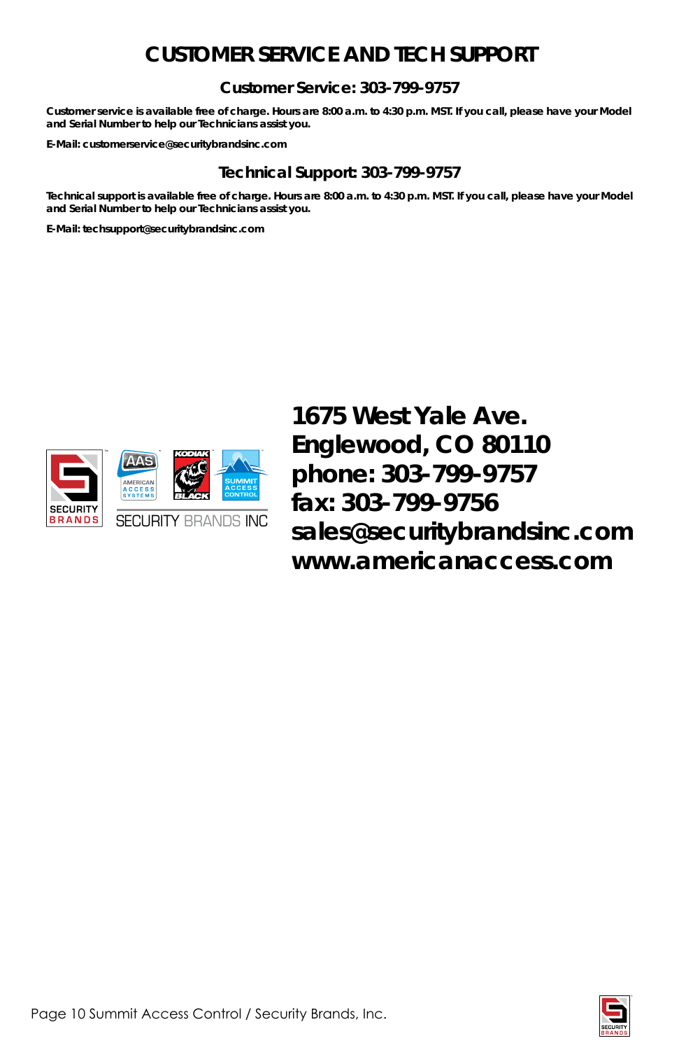# CUSTOMER SERVICE AND TECH SUPPORT

## Customer Service: 303-799-9757

**Customer service is available free of charge. Hours are 8:00 a.m. to 4:30 p.m. MST. If you call, please have your Model and Serial Number to help our Technicians assist you.**

**E-Mail: customerservice@securitybrandsinc.com**

## Technical Support: 303-799-9757

**Technical support is available free of charge. Hours are 8:00 a.m. to 4:30 p.m. MST. If you call, please have your Model and Serial Number to help our Technicians assist you.**

**E-Mail: techsupport@securitybrandsinc.com**

SECURITY BRANDS INC

***1675 West Yale Ave.***
***Englewood, CO 80110***
***phone: 303-799-9757***
***fax: 303-799-9756***
***sales@securitybrandsinc.com***
***www.americanaccess.com***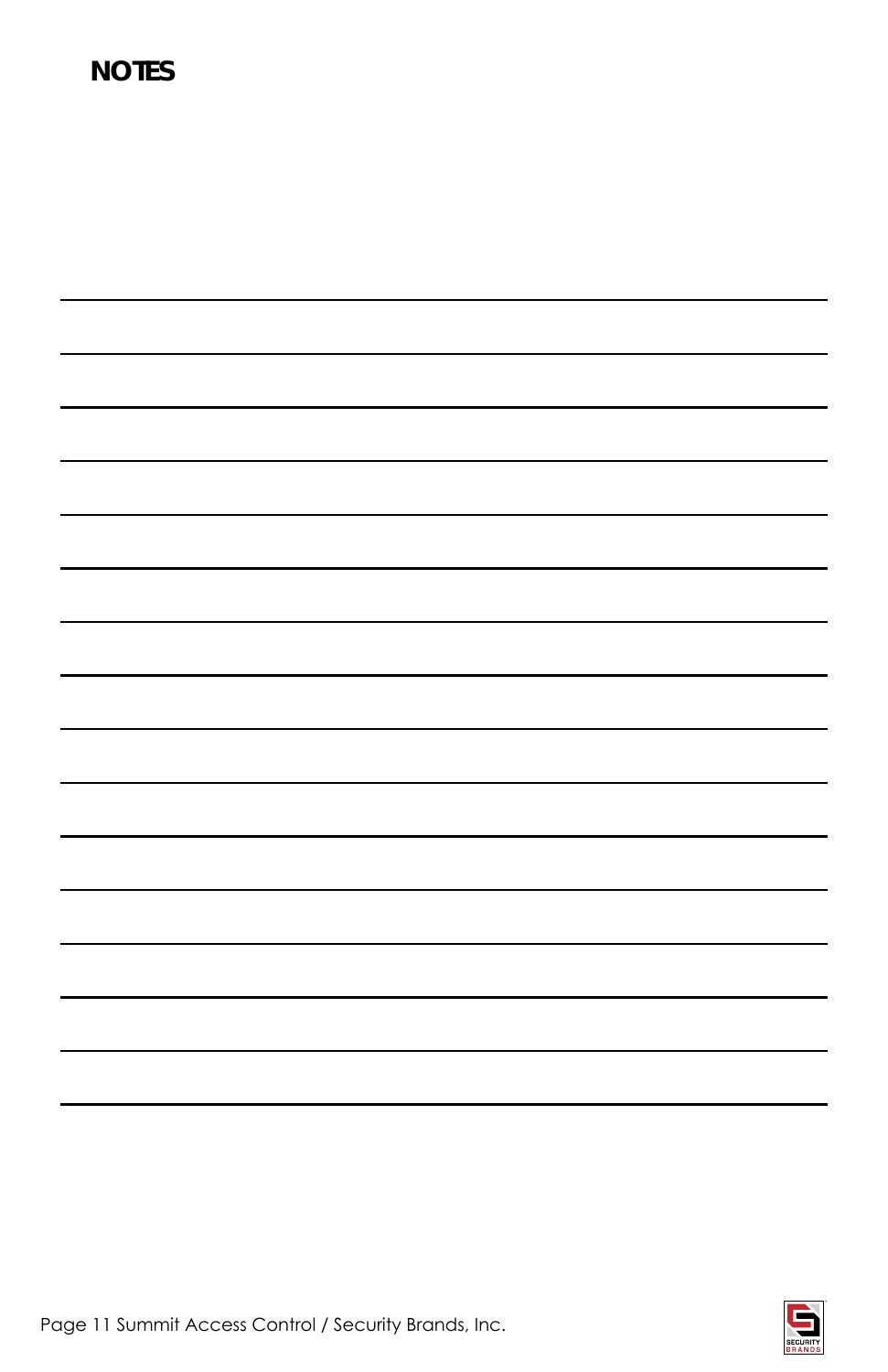# NOTES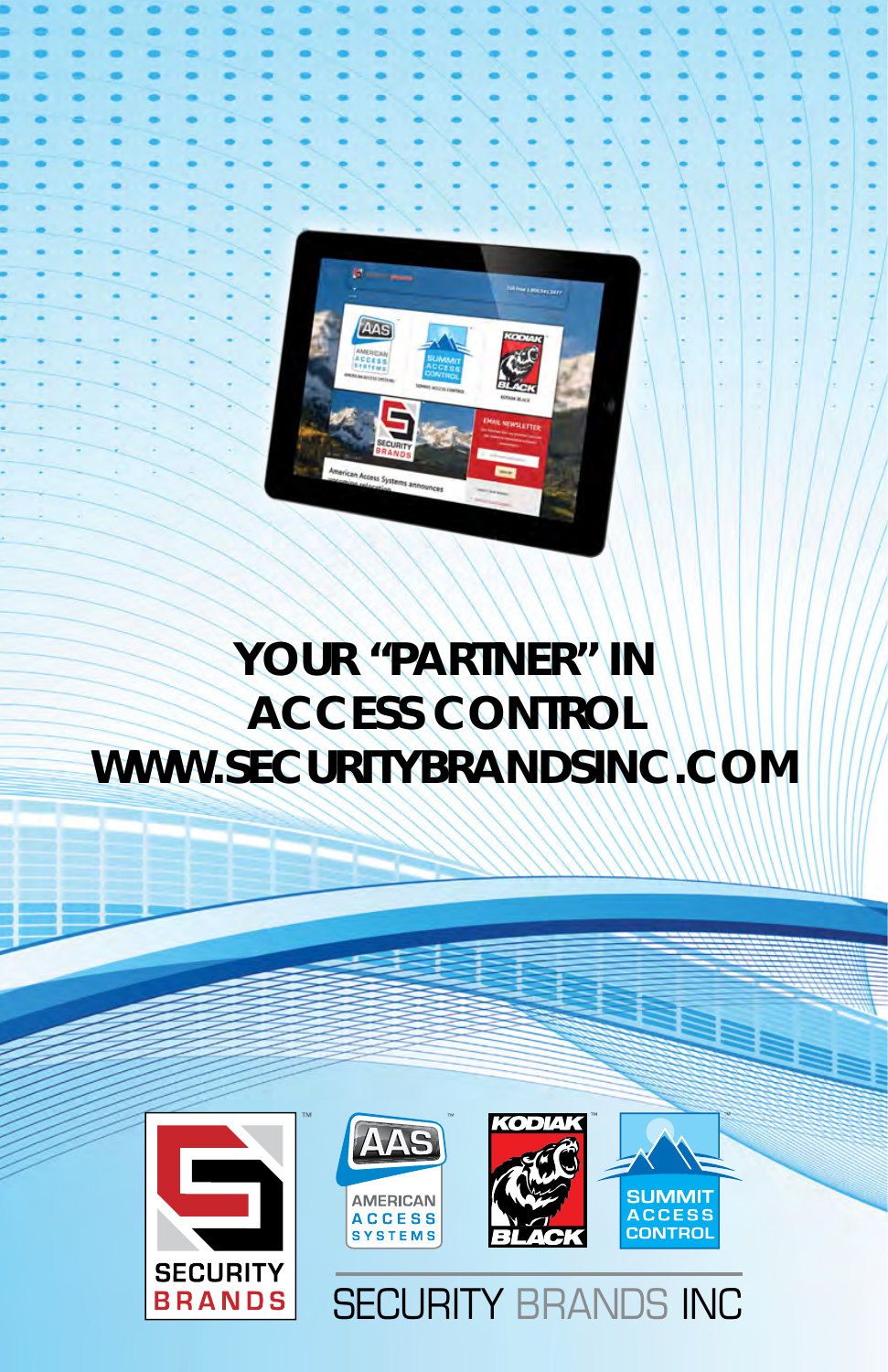# YOUR "PARTNER" IN ACCESS CONTROL

# WWW.SECURITYBRANDSINC.COM

SECURITY BRANDS INC